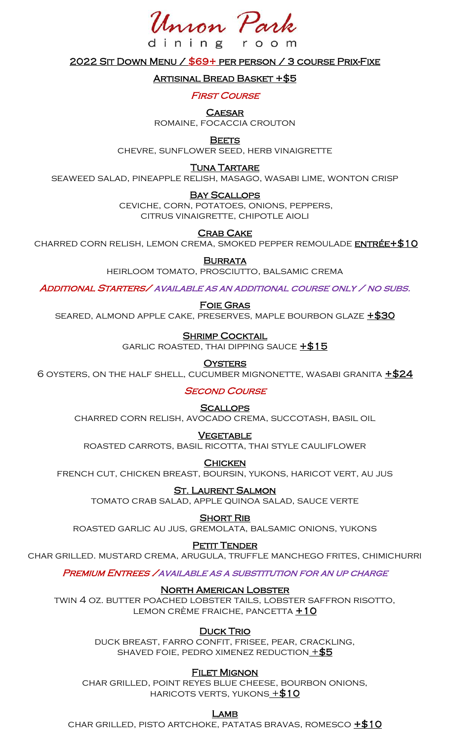# Union Park

dining room

**2022 Sit Down Menu / $69+ per person / 3 course Prix-Fixe**

**Artisinal Bread Basket +$5**

## *First Course*

**Caesar**
romaine, focaccia crouton

**Beets**
chevre, sunflower seed, herb vinaigrette

**Tuna Tartare**
seaweed salad, pineapple relish, masago, wasabi lime, wonton crisp

**Bay Scallops**
ceviche, corn, potatoes, onions, peppers, citrus vinaigrette, chipotle aioli

**Crab Cake**
charred corn relish, lemon crema, smoked pepper remoulade **entrée+$10**

**Burrata**
heirloom tomato, prosciutto, balsamic crema

## *Additional Starters/ available as an additional course only / no subs.*

**Foie Gras**
seared, almond apple cake, preserves, maple bourbon glaze **+$30**

**Shrimp Cocktail**
garlic roasted, thai dipping sauce **+$15**

**Oysters**
6 oysters, on the half shell, cucumber mignonette, wasabi granita **+$24**

## *Second Course*

**Scallops**
charred corn relish, avocado crema, succotash, basil oil

**Vegetable**
roasted carrots, basil ricotta, thai style cauliflower

**Chicken**
french cut, chicken breast, boursin, yukons, haricot vert, au jus

**St. Laurent Salmon**
tomato crab salad, apple quinoa salad, sauce verte

**Short Rib**
roasted garlic au jus, gremolata, balsamic onions, yukons

**Petit Tender**
char grilled. mustard crema, arugula, truffle manchego frites, chimichurri

## *Premium Entrees /available as a substitution for an up charge*

**North American Lobster**
twin 4 oz. butter poached lobster tails, lobster saffron risotto, lemon crème fraiche, pancetta **+10**

**Duck Trio**
duck breast, farro confit, frisee, pear, crackling, shaved foie, pedro ximenez reduction **+$5**

**Filet Mignon**
char grilled, point reyes blue cheese, bourbon onions, haricots verts, yukons **+$10**

**Lamb**
char grilled, pisto artchoke, patatas bravas, romesco **+$10**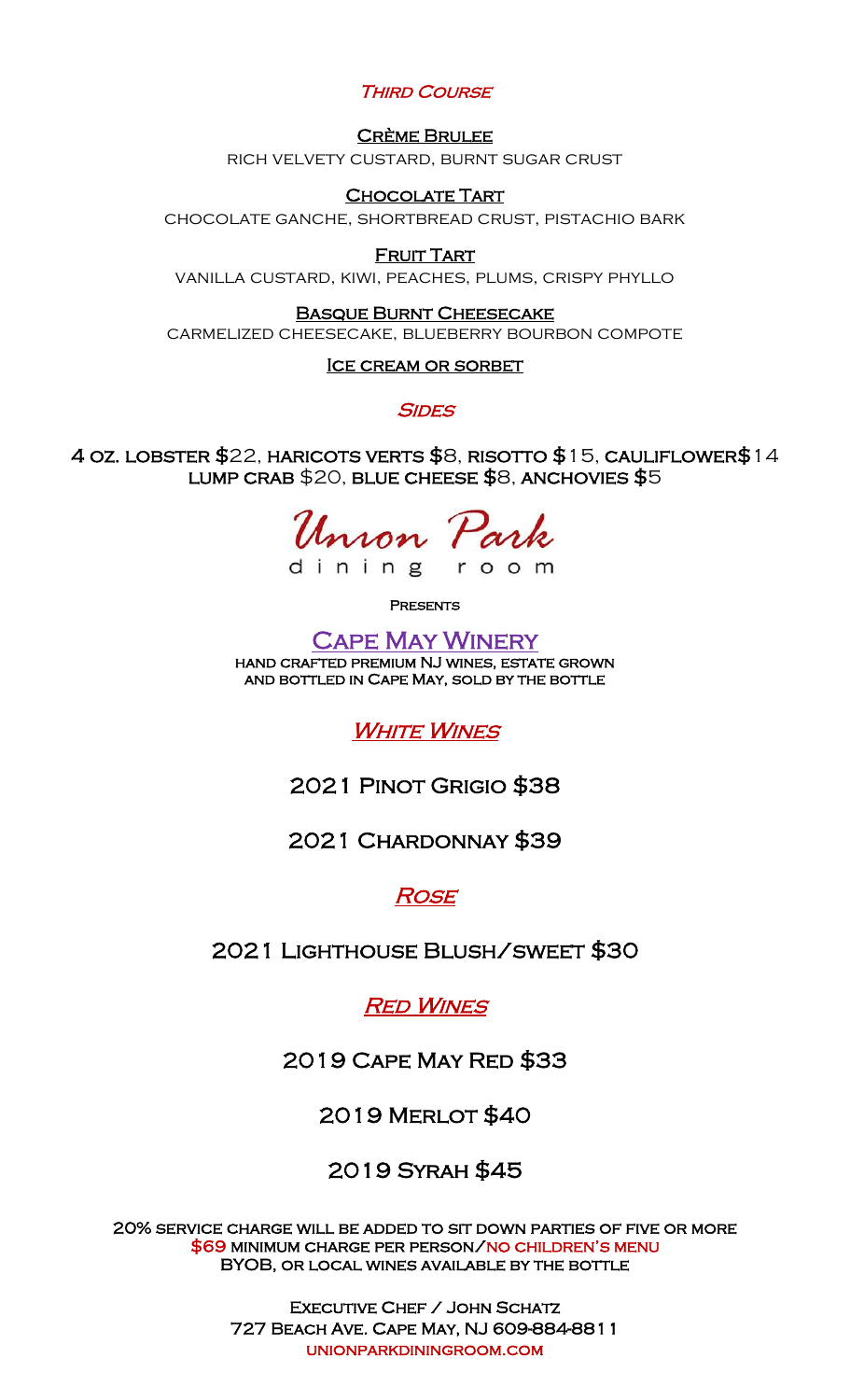## *Third Course*

**Crème Brulee**
rich velvety custard, burnt sugar crust

**Chocolate Tart**
chocolate ganche, shortbread crust, pistachio bark

**Fruit Tart**
vanilla custard, kiwi, peaches, plums, crispy phyllo

**Basque Burnt Cheesecake**
carmelized cheesecake, blueberry bourbon compote

**Ice cream or sorbet**

## *Sides*

**4 oz. lobster $**22, **haricots verts $**8, **risotto $**15, **cauliflower$**14
**lump crab** $20, **blue cheese $**8, **anchovies $**5

# Union Park
dining room

Presents

## Cape May Winery

hand crafted premium NJ wines, estate grown
and bottled in Cape May, sold by the bottle

### *White Wines*

2021 Pinot Grigio $38

2021 Chardonnay $39

### *Rose*

2021 Lighthouse Blush/sweet $30

### *Red Wines*

2019 Cape May Red $33

2019 Merlot $40

2019 Syrah $45

20% service charge will be added to sit down parties of five or more
$69 minimum charge per person/no children's menu
BYOB, or local wines available by the bottle

Executive Chef / John Schatz
727 Beach Ave. Cape May, NJ 609-884-8811
unionparkdiningroom.com